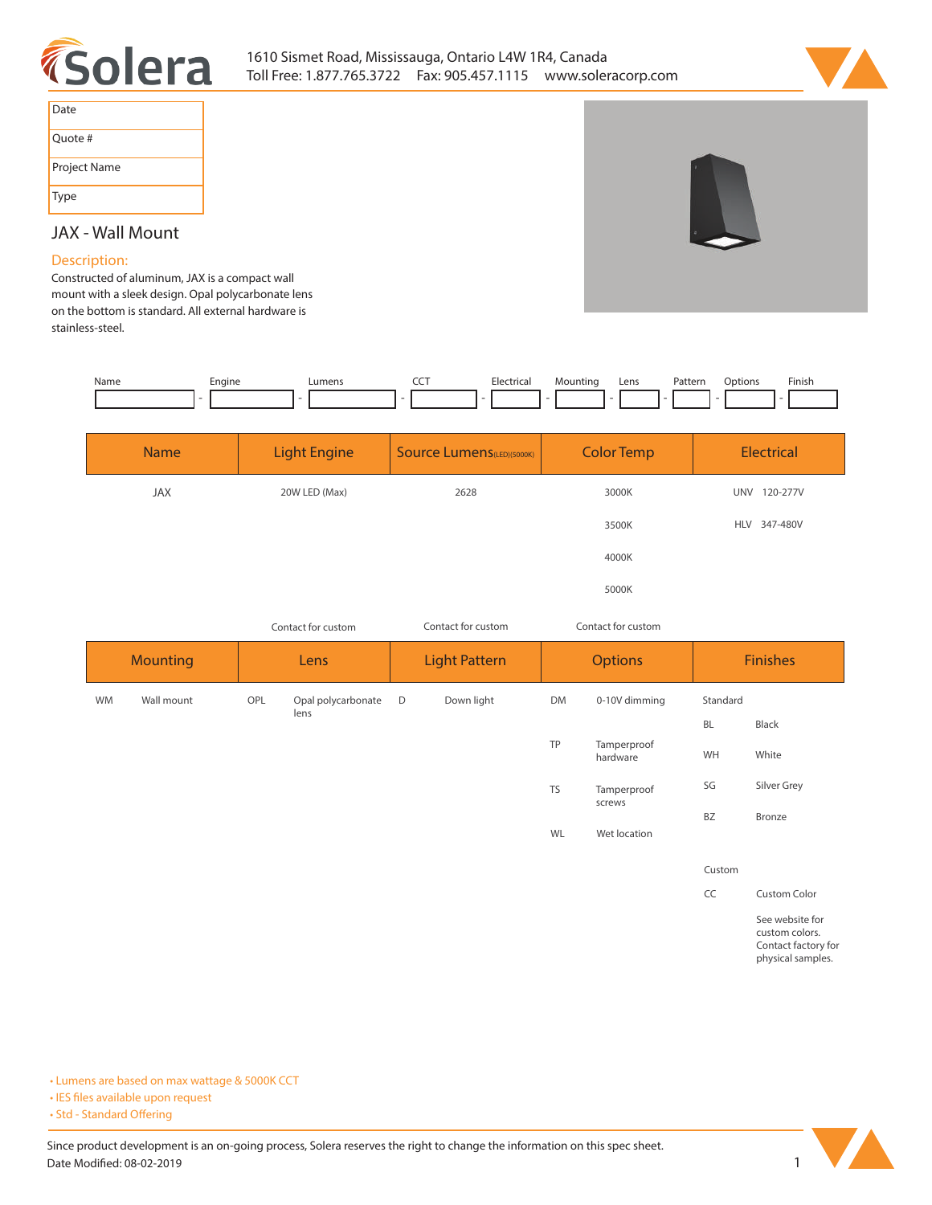1610 Sismet Road, Mississauga, Ontario L4W 1R4, Canada
Toll Free: 1.877.765.3722 Fax: 905.457.1115 www.soleracorp.com

| Date |
|---|
| Quote # |
| Project Name |
| Type |

# JAX - Wall Mount

## Description:

Constructed of aluminum, JAX is a compact wall mount with a sleek design. Opal polycarbonate lens on the bottom is standard. All external hardware is stainless-steel.

| Name | Engine | Lumens | CCT | Electrical | Mounting | Lens | Pattern | Options | Finish |
|---|---|---|---|---|---|---|---|---|---|
| | | | | | | | | | |

| Name | Light Engine | Source Lumens(LED)(5000K) | Color Temp | Electrical |
|---|---|---|---|---|
| JAX | 20W LED (Max) | 2628 | 3000K | UNV 120-277V |
| | | | 3500K | HLV 347-480V |
| | | | 4000K | |
| | | | 5000K | |
| | Contact for custom | Contact for custom | Contact for custom | |

| Mounting | | Lens | | Light Pattern | | Options | | Finishes | |
|---|---|---|---|---|---|---|---|---|---|
| WM | Wall mount | OPL | Opal polycarbonate lens | D | Down light | DM | 0-10V dimming | Standard | |
| | | | | | | | | BL | Black |
| | | | | | | TP | Tamperproof hardware | WH | White |
| | | | | | | TS | Tamperproof screws | SG | Silver Grey |
| | | | | | | | | BZ | Bronze |
| | | | | | | WL | Wet location | | |
| | | | | | | | | Custom | |
| | | | | | | | | CC | Custom Color |
| | | | | | | | | | See website for custom colors. Contact factory for physical samples. |

- Lumens are based on max wattage & 5000K CCT
- IES files available upon request
- Std - Standard Offering

Since product development is an on-going process, Solera reserves the right to change the information on this spec sheet.
Date Modified: 08-02-2019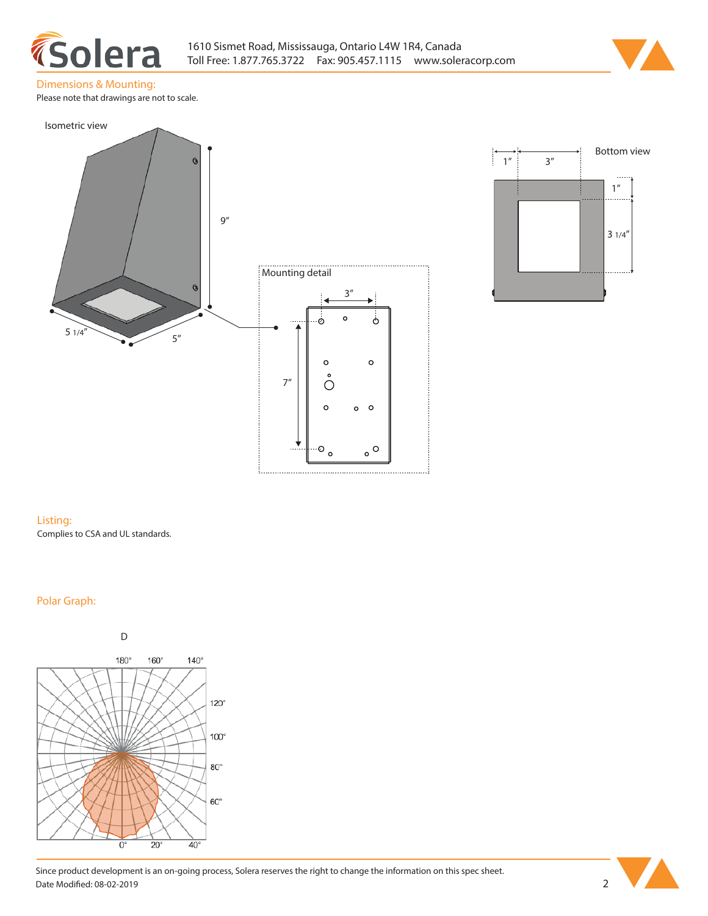## Dimensions & Mounting:

Please note that drawings are not to scale.

Isometric view

9″

5 1/4″

5″

Mounting detail

3″

7″

Bottom view

1″

3″

1″

3 1/4″

## Listing:

Complies to CSA and UL standards.

## Polar Graph:

D

180° 160° 140°

120°

100°

80°

60°

0° 20° 40°

Since product development is an on-going process, Solera reserves the right to change the information on this spec sheet.

Date Modified: 08-02-2019